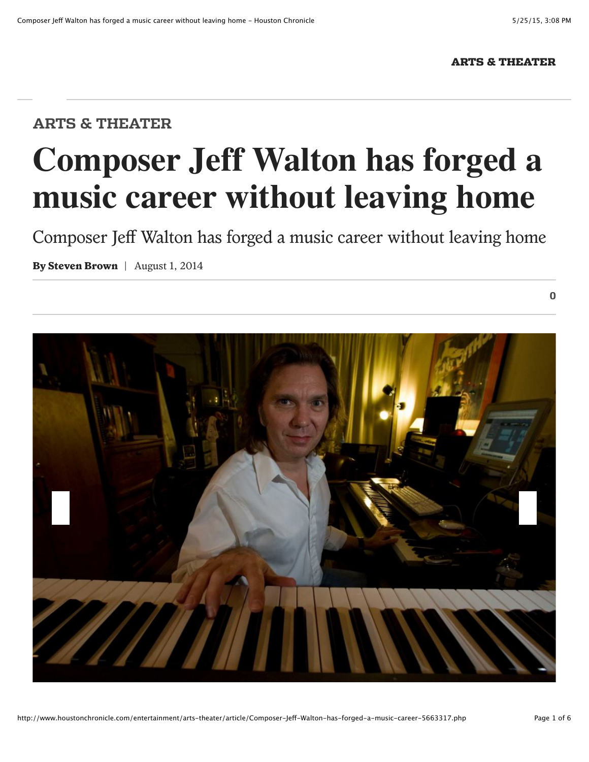ARTS & THEATER

# Composer Jeff Walton has forged a music career without leaving home

Composer Jeff Walton has forged a music career without leaving home

**By Steven Brown** | August 1, 2014

0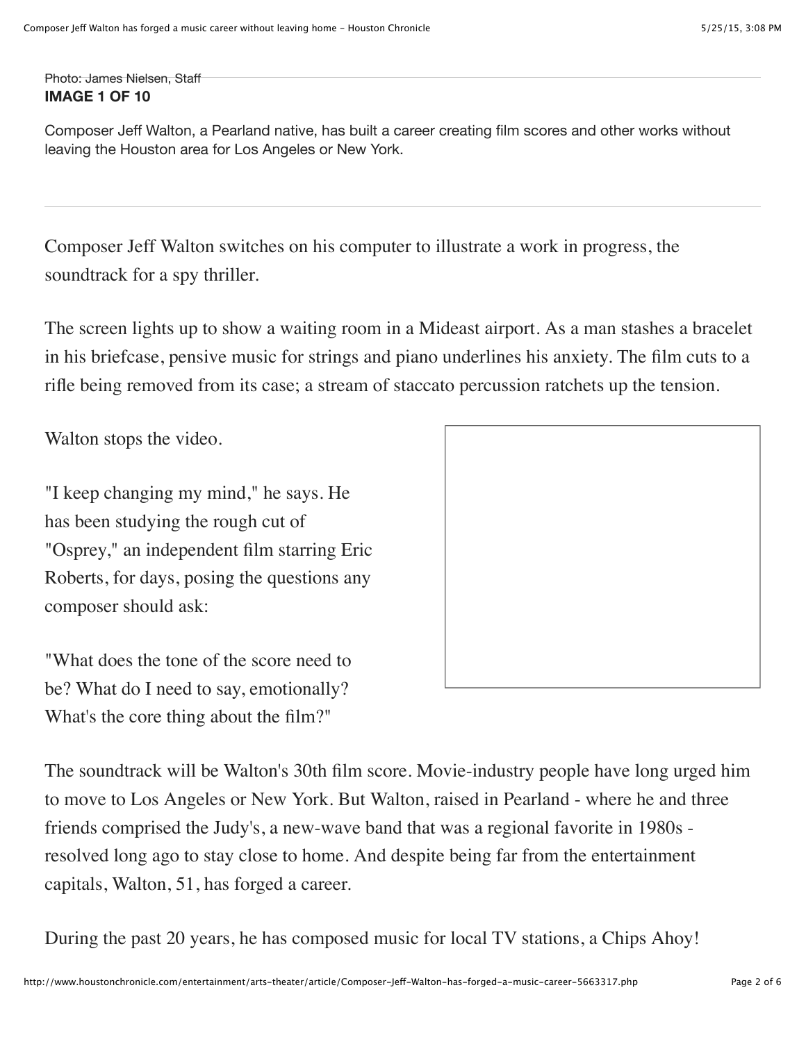Photo: James Nielsen, Staff

**IMAGE 1 OF 10**

Composer Jeff Walton, a Pearland native, has built a career creating film scores and other works without leaving the Houston area for Los Angeles or New York.

Composer Jeff Walton switches on his computer to illustrate a work in progress, the soundtrack for a spy thriller.

The screen lights up to show a waiting room in a Mideast airport. As a man stashes a bracelet in his briefcase, pensive music for strings and piano underlines his anxiety. The film cuts to a rifle being removed from its case; a stream of staccato percussion ratchets up the tension.

Walton stops the video.

"I keep changing my mind," he says. He has been studying the rough cut of "Osprey," an independent film starring Eric Roberts, for days, posing the questions any composer should ask:

"What does the tone of the score need to be? What do I need to say, emotionally? What's the core thing about the film?"

The soundtrack will be Walton's 30th film score. Movie-industry people have long urged him to move to Los Angeles or New York. But Walton, raised in Pearland - where he and three friends comprised the Judy's, a new-wave band that was a regional favorite in 1980s - resolved long ago to stay close to home. And despite being far from the entertainment capitals, Walton, 51, has forged a career.

During the past 20 years, he has composed music for local TV stations, a Chips Ahoy!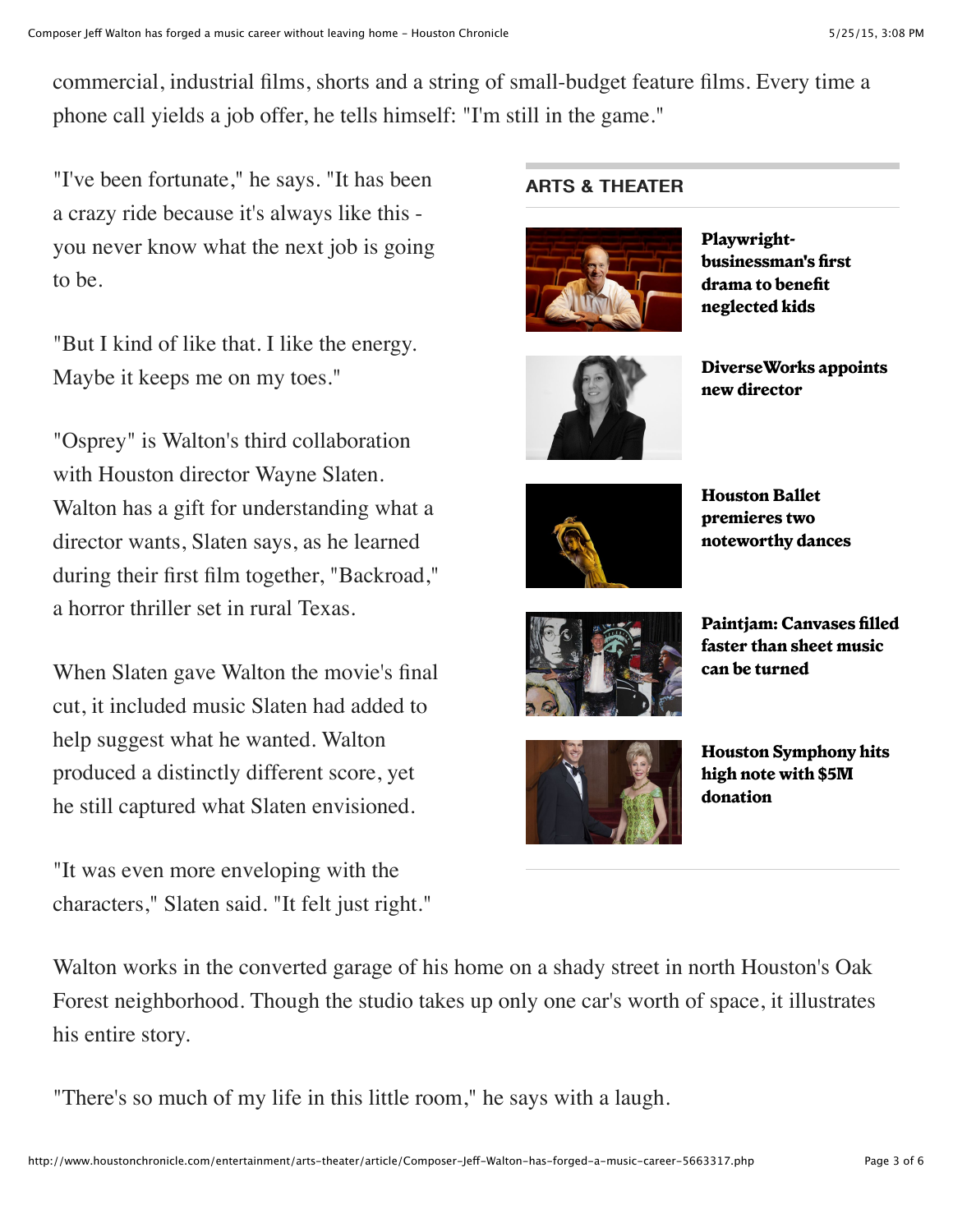commercial, industrial films, shorts and a string of small-budget feature films. Every time a phone call yields a job offer, he tells himself: "I'm still in the game."

"I've been fortunate," he says. "It has been a crazy ride because it's always like this - you never know what the next job is going to be.

"But I kind of like that. I like the energy. Maybe it keeps me on my toes."

"Osprey" is Walton's third collaboration with Houston director Wayne Slaten. Walton has a gift for understanding what a director wants, Slaten says, as he learned during their first film together, "Backroad," a horror thriller set in rural Texas.

When Slaten gave Walton the movie's final cut, it included music Slaten had added to help suggest what he wanted. Walton produced a distinctly different score, yet he still captured what Slaten envisioned.

"It was even more enveloping with the characters," Slaten said. "It felt just right."

**ARTS & THEATER**

- **Playwright-businessman's first drama to benefit neglected kids**
- **DiverseWorks appoints new director**
- **Houston Ballet premieres two noteworthy dances**
- **Paintjam: Canvases filled faster than sheet music can be turned**
- **Houston Symphony hits high note with $5M donation**

Walton works in the converted garage of his home on a shady street in north Houston's Oak Forest neighborhood. Though the studio takes up only one car's worth of space, it illustrates his entire story.

"There's so much of my life in this little room," he says with a laugh.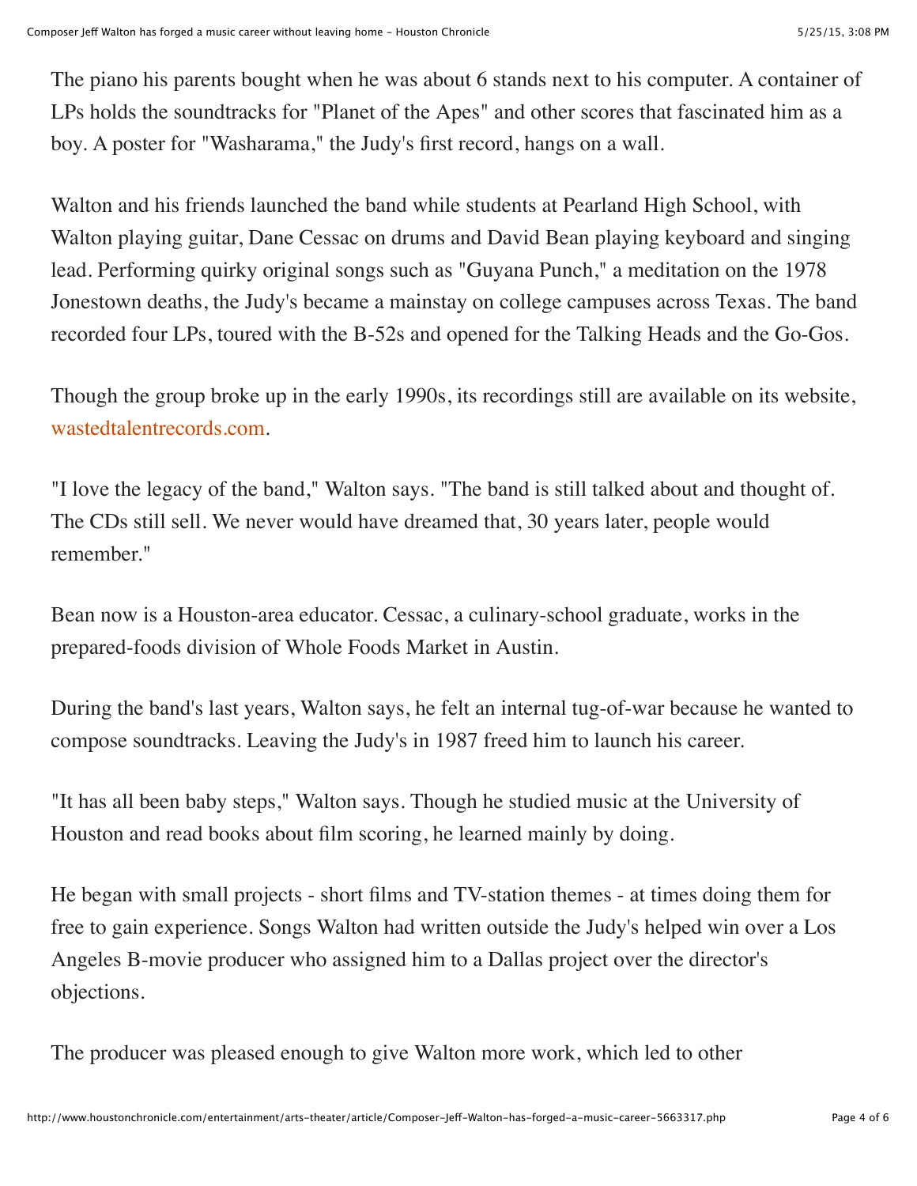The piano his parents bought when he was about 6 stands next to his computer. A container of LPs holds the soundtracks for "Planet of the Apes" and other scores that fascinated him as a boy. A poster for "Washarama," the Judy's first record, hangs on a wall.

Walton and his friends launched the band while students at Pearland High School, with Walton playing guitar, Dane Cessac on drums and David Bean playing keyboard and singing lead. Performing quirky original songs such as "Guyana Punch," a meditation on the 1978 Jonestown deaths, the Judy's became a mainstay on college campuses across Texas. The band recorded four LPs, toured with the B-52s and opened for the Talking Heads and the Go-Gos.

Though the group broke up in the early 1990s, its recordings still are available on its website, wastedtalentrecords.com.

"I love the legacy of the band," Walton says. "The band is still talked about and thought of. The CDs still sell. We never would have dreamed that, 30 years later, people would remember."

Bean now is a Houston-area educator. Cessac, a culinary-school graduate, works in the prepared-foods division of Whole Foods Market in Austin.

During the band's last years, Walton says, he felt an internal tug-of-war because he wanted to compose soundtracks. Leaving the Judy's in 1987 freed him to launch his career.

"It has all been baby steps," Walton says. Though he studied music at the University of Houston and read books about film scoring, he learned mainly by doing.

He began with small projects - short films and TV-station themes - at times doing them for free to gain experience. Songs Walton had written outside the Judy's helped win over a Los Angeles B-movie producer who assigned him to a Dallas project over the director's objections.

The producer was pleased enough to give Walton more work, which led to other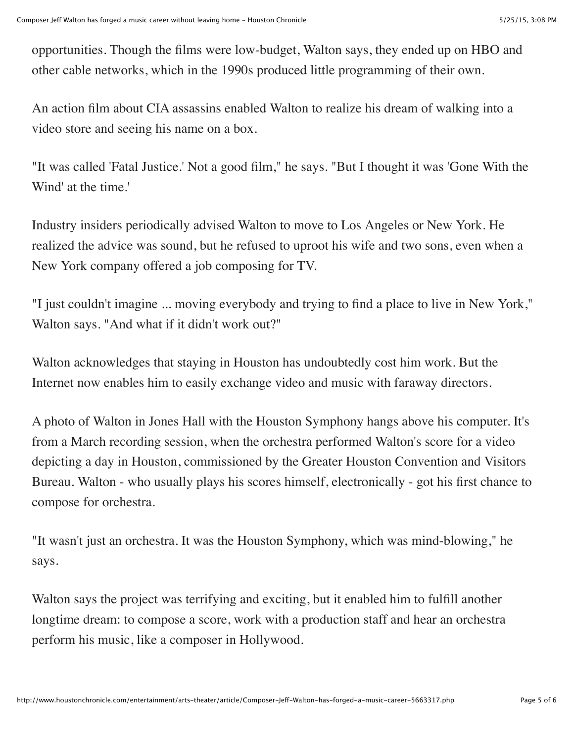opportunities. Though the films were low-budget, Walton says, they ended up on HBO and other cable networks, which in the 1990s produced little programming of their own.

An action film about CIA assassins enabled Walton to realize his dream of walking into a video store and seeing his name on a box.

"It was called 'Fatal Justice.' Not a good film," he says. "But I thought it was 'Gone With the Wind' at the time.'

Industry insiders periodically advised Walton to move to Los Angeles or New York. He realized the advice was sound, but he refused to uproot his wife and two sons, even when a New York company offered a job composing for TV.

"I just couldn't imagine ... moving everybody and trying to find a place to live in New York," Walton says. "And what if it didn't work out?"

Walton acknowledges that staying in Houston has undoubtedly cost him work. But the Internet now enables him to easily exchange video and music with faraway directors.

A photo of Walton in Jones Hall with the Houston Symphony hangs above his computer. It's from a March recording session, when the orchestra performed Walton's score for a video depicting a day in Houston, commissioned by the Greater Houston Convention and Visitors Bureau. Walton - who usually plays his scores himself, electronically - got his first chance to compose for orchestra.

"It wasn't just an orchestra. It was the Houston Symphony, which was mind-blowing," he says.

Walton says the project was terrifying and exciting, but it enabled him to fulfill another longtime dream: to compose a score, work with a production staff and hear an orchestra perform his music, like a composer in Hollywood.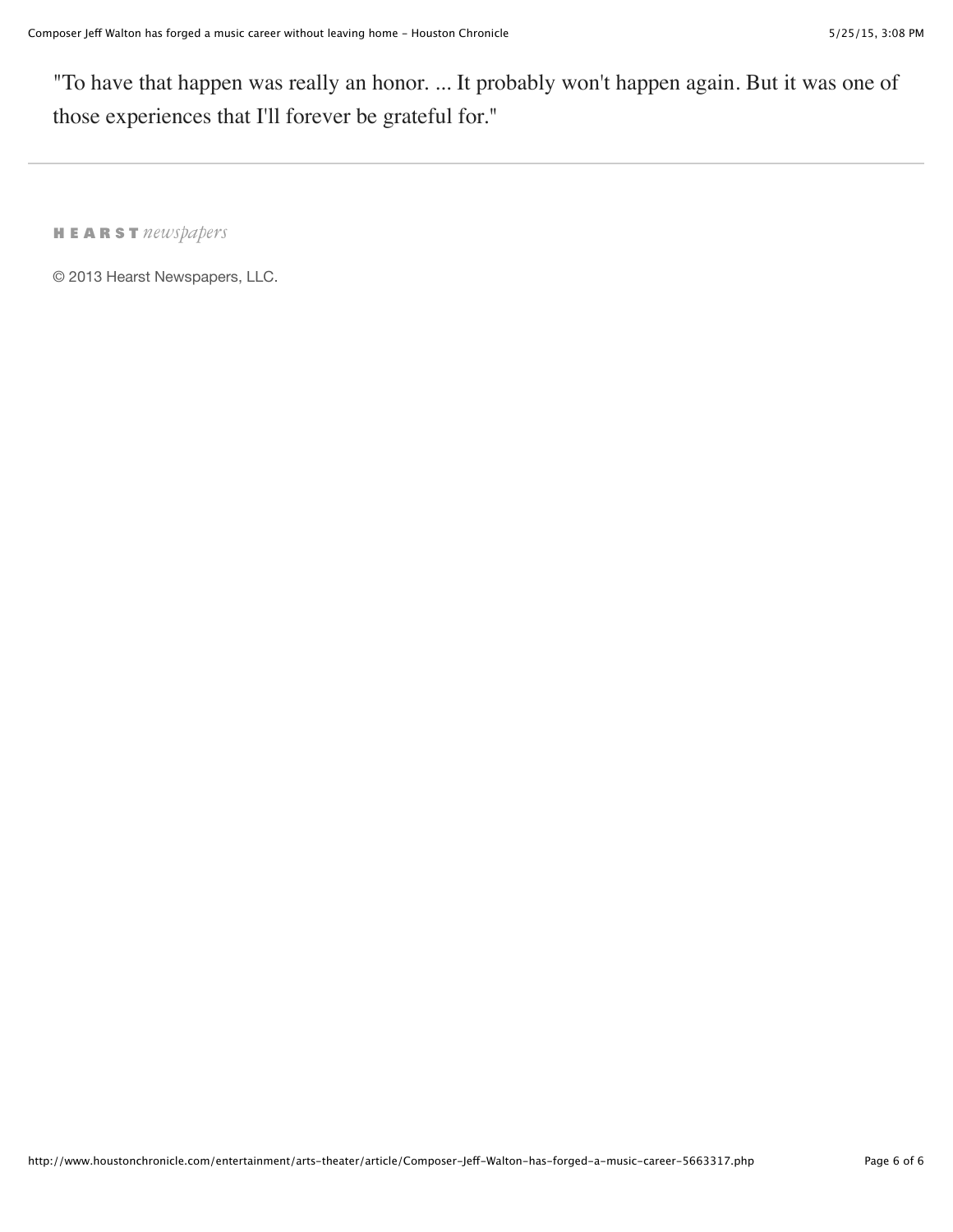"To have that happen was really an honor. ... It probably won't happen again. But it was one of those experiences that I'll forever be grateful for."

---

**HEARST** *newspapers*

© 2013 Hearst Newspapers, LLC.